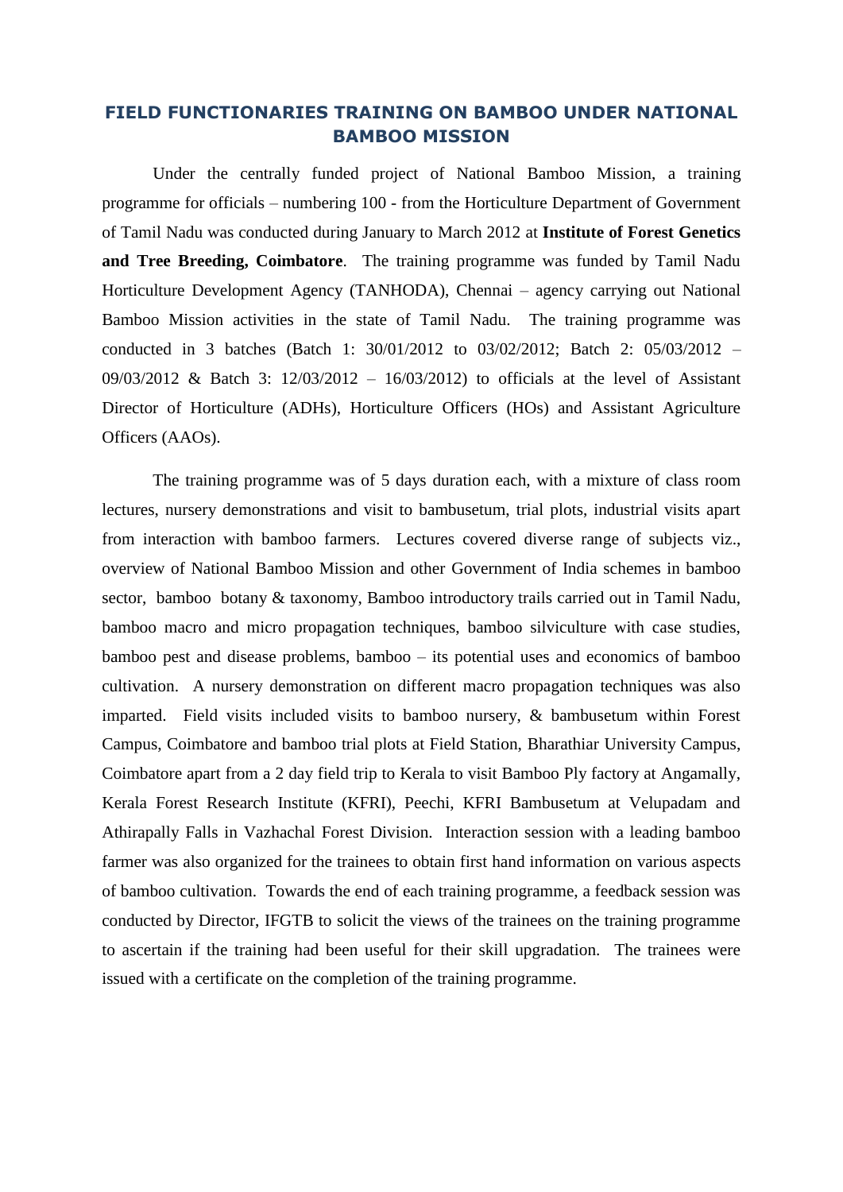# FIELD FUNCTIONARIES TRAINING ON BAMBOO UNDER NATIONAL BAMBOO MISSION

Under the centrally funded project of National Bamboo Mission, a training programme for officials – numbering 100 - from the Horticulture Department of Government of Tamil Nadu was conducted during January to March 2012 at **Institute of Forest Genetics and Tree Breeding, Coimbatore**. The training programme was funded by Tamil Nadu Horticulture Development Agency (TANHODA), Chennai – agency carrying out National Bamboo Mission activities in the state of Tamil Nadu. The training programme was conducted in 3 batches (Batch 1: 30/01/2012 to 03/02/2012; Batch 2: 05/03/2012 – 09/03/2012 & Batch 3: 12/03/2012 – 16/03/2012) to officials at the level of Assistant Director of Horticulture (ADHs), Horticulture Officers (HOs) and Assistant Agriculture Officers (AAOs).

The training programme was of 5 days duration each, with a mixture of class room lectures, nursery demonstrations and visit to bambusetum, trial plots, industrial visits apart from interaction with bamboo farmers. Lectures covered diverse range of subjects viz., overview of National Bamboo Mission and other Government of India schemes in bamboo sector, bamboo botany & taxonomy, Bamboo introductory trails carried out in Tamil Nadu, bamboo macro and micro propagation techniques, bamboo silviculture with case studies, bamboo pest and disease problems, bamboo – its potential uses and economics of bamboo cultivation. A nursery demonstration on different macro propagation techniques was also imparted. Field visits included visits to bamboo nursery, & bambusetum within Forest Campus, Coimbatore and bamboo trial plots at Field Station, Bharathiar University Campus, Coimbatore apart from a 2 day field trip to Kerala to visit Bamboo Ply factory at Angamally, Kerala Forest Research Institute (KFRI), Peechi, KFRI Bambusetum at Velupadam and Athirapally Falls in Vazhachal Forest Division. Interaction session with a leading bamboo farmer was also organized for the trainees to obtain first hand information on various aspects of bamboo cultivation. Towards the end of each training programme, a feedback session was conducted by Director, IFGTB to solicit the views of the trainees on the training programme to ascertain if the training had been useful for their skill upgradation. The trainees were issued with a certificate on the completion of the training programme.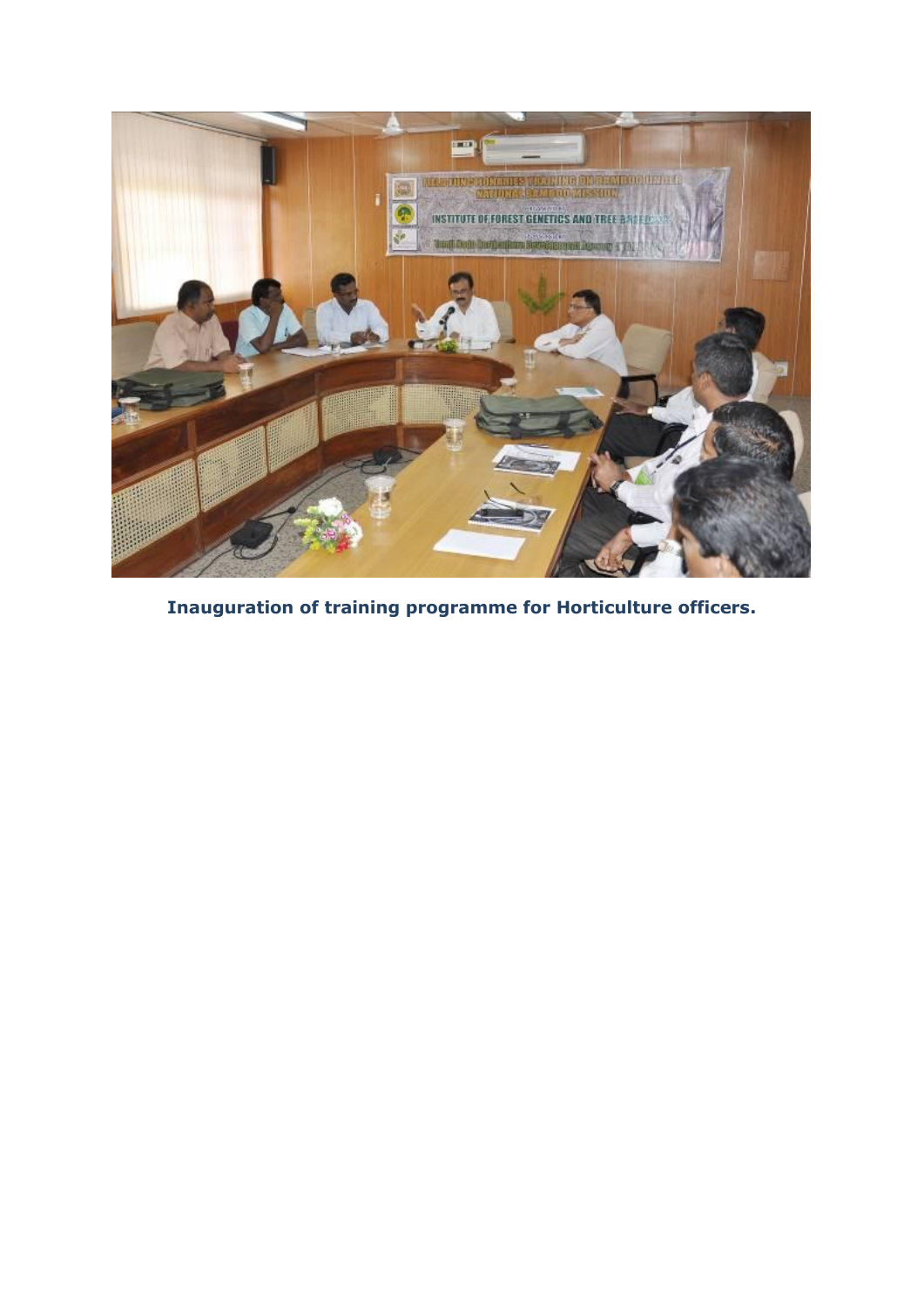**Inauguration of training programme for Horticulture officers.**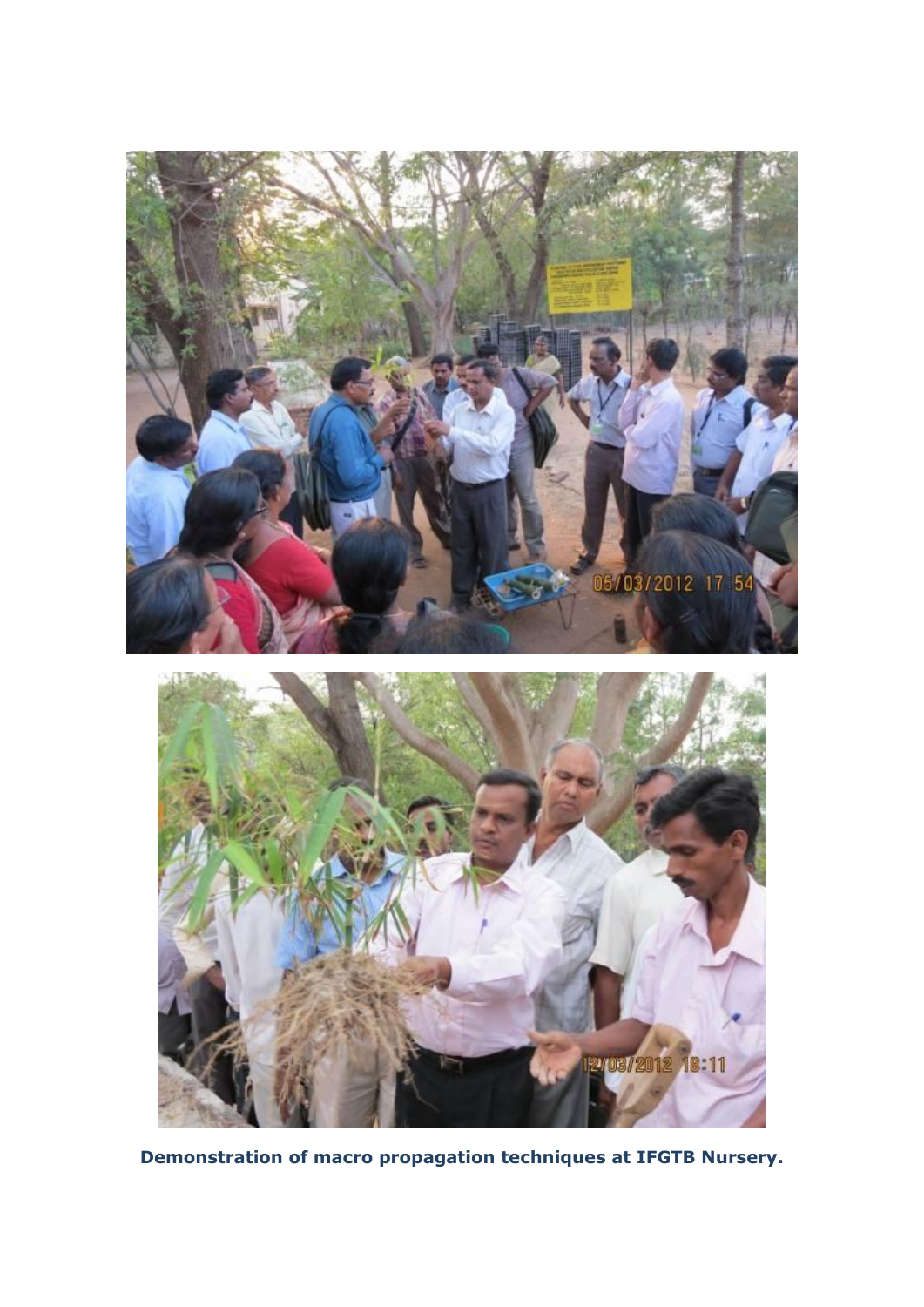**Demonstration of macro propagation techniques at IFGTB Nursery.**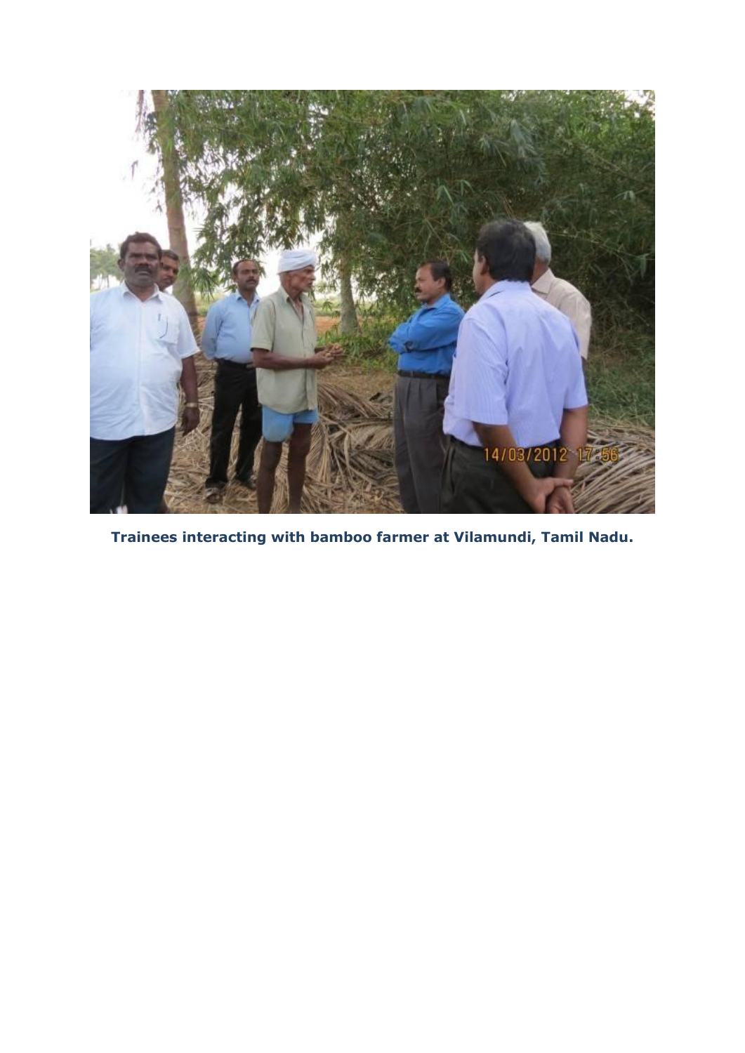**Trainees interacting with bamboo farmer at Vilamundi, Tamil Nadu.**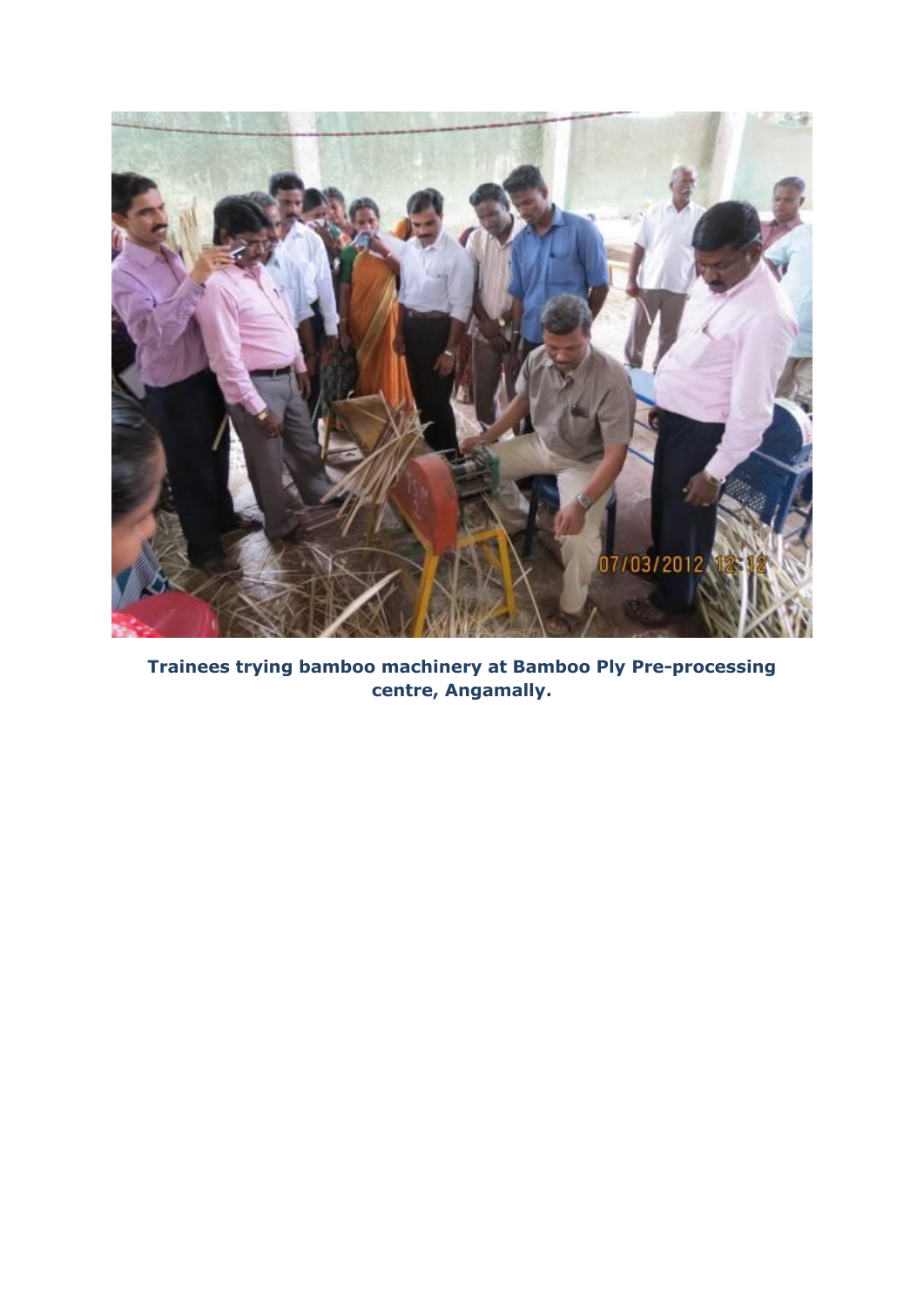**Trainees trying bamboo machinery at Bamboo Ply Pre-processing centre, Angamally.**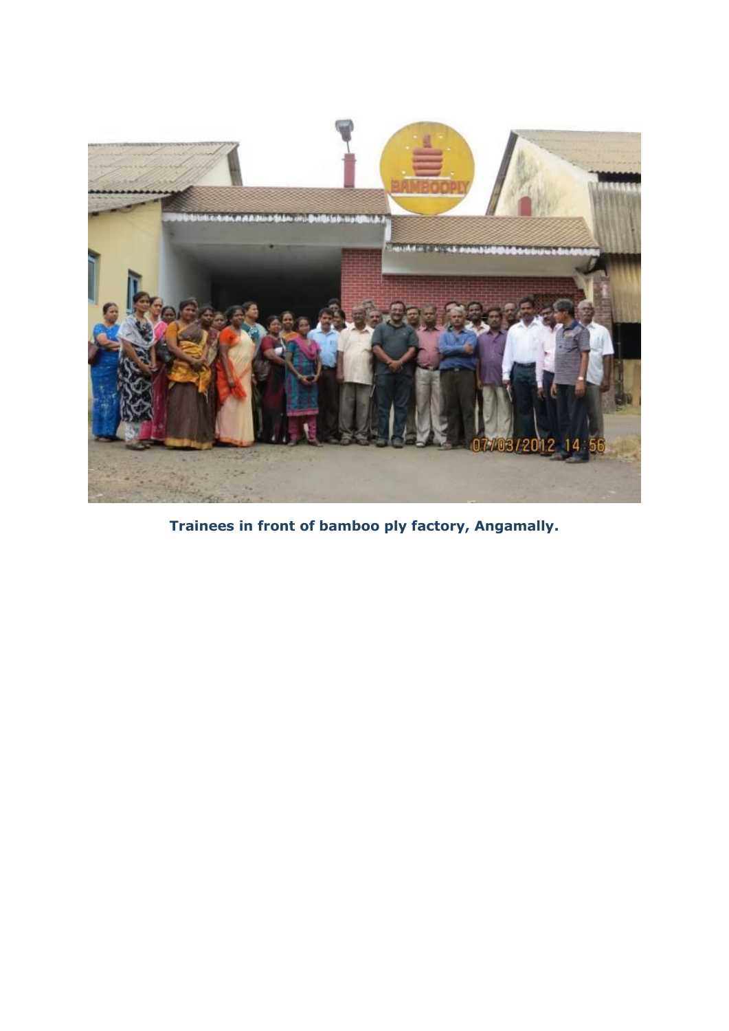**Trainees in front of bamboo ply factory, Angamally.**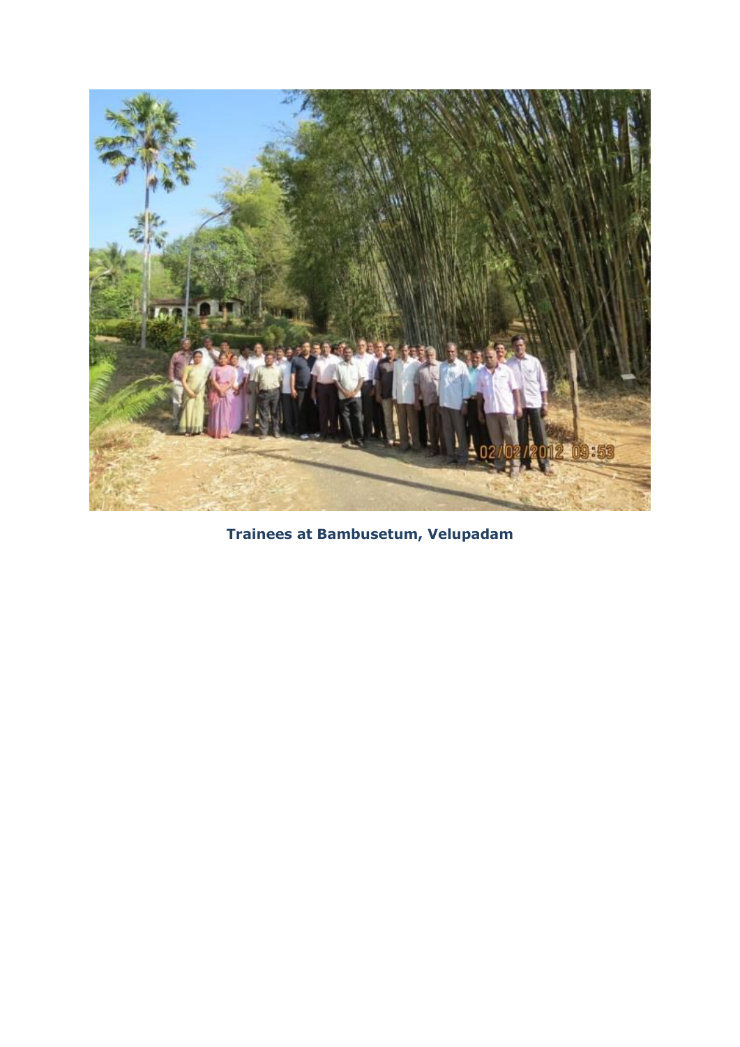**Trainees at Bambusetum, Velupadam**